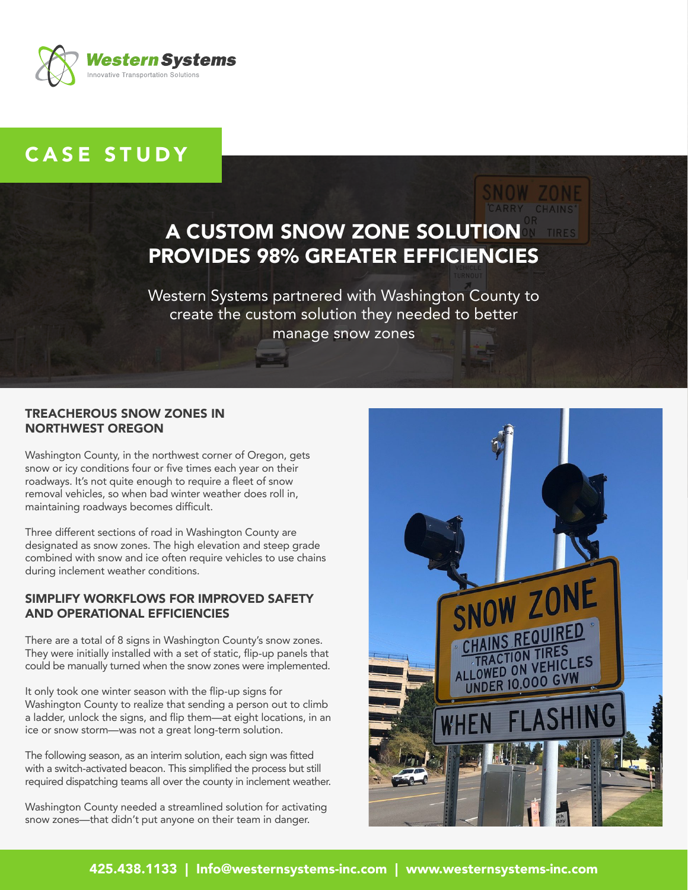CASE STUDY

# A CUSTOM SNOW ZONE SOLUTION PROVIDES 98% GREATER EFFICIENCIES

Western Systems partnered with Washington County to create the custom solution they needed to better manage snow zones

## TREACHEROUS SNOW ZONES IN NORTHWEST OREGON

Washington County, in the northwest corner of Oregon, gets snow or icy conditions four or five times each year on their roadways. It's not quite enough to require a fleet of snow removal vehicles, so when bad winter weather does roll in, maintaining roadways becomes difficult.

Three different sections of road in Washington County are designated as snow zones. The high elevation and steep grade combined with snow and ice often require vehicles to use chains during inclement weather conditions.

## SIMPLIFY WORKFLOWS FOR IMPROVED SAFETY AND OPERATIONAL EFFICIENCIES

There are a total of 8 signs in Washington County's snow zones. They were initially installed with a set of static, flip-up panels that could be manually turned when the snow zones were implemented.

It only took one winter season with the flip-up signs for Washington County to realize that sending a person out to climb a ladder, unlock the signs, and flip them—at eight locations, in an ice or snow storm—was not a great long-term solution.

The following season, as an interim solution, each sign was fitted with a switch-activated beacon. This simplified the process but still required dispatching teams all over the county in inclement weather.

Washington County needed a streamlined solution for activating snow zones—that didn't put anyone on their team in danger.

425.438.1133 | Info@westernsystems-inc.com | www.westernsystems-inc.com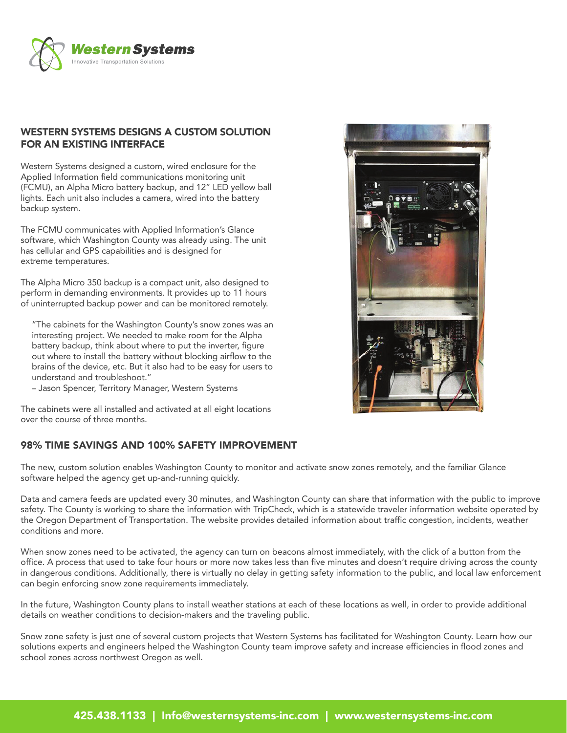## WESTERN SYSTEMS DESIGNS A CUSTOM SOLUTION FOR AN EXISTING INTERFACE

Western Systems designed a custom, wired enclosure for the Applied Information field communications monitoring unit (FCMU), an Alpha Micro battery backup, and 12" LED yellow ball lights. Each unit also includes a camera, wired into the battery backup system.

The FCMU communicates with Applied Information's Glance software, which Washington County was already using. The unit has cellular and GPS capabilities and is designed for extreme temperatures.

The Alpha Micro 350 backup is a compact unit, also designed to perform in demanding environments. It provides up to 11 hours of uninterrupted backup power and can be monitored remotely.

> "The cabinets for the Washington County's snow zones was an interesting project. We needed to make room for the Alpha battery backup, think about where to put the inverter, figure out where to install the battery without blocking airflow to the brains of the device, etc. But it also had to be easy for users to understand and troubleshoot."
> – Jason Spencer, Territory Manager, Western Systems

The cabinets were all installed and activated at all eight locations over the course of three months.

## 98% TIME SAVINGS AND 100% SAFETY IMPROVEMENT

The new, custom solution enables Washington County to monitor and activate snow zones remotely, and the familiar Glance software helped the agency get up-and-running quickly.

Data and camera feeds are updated every 30 minutes, and Washington County can share that information with the public to improve safety. The County is working to share the information with TripCheck, which is a statewide traveler information website operated by the Oregon Department of Transportation. The website provides detailed information about traffic congestion, incidents, weather conditions and more.

When snow zones need to be activated, the agency can turn on beacons almost immediately, with the click of a button from the office. A process that used to take four hours or more now takes less than five minutes and doesn't require driving across the county in dangerous conditions. Additionally, there is virtually no delay in getting safety information to the public, and local law enforcement can begin enforcing snow zone requirements immediately.

In the future, Washington County plans to install weather stations at each of these locations as well, in order to provide additional details on weather conditions to decision-makers and the traveling public.

Snow zone safety is just one of several custom projects that Western Systems has facilitated for Washington County. Learn how our solutions experts and engineers helped the Washington County team improve safety and increase efficiencies in flood zones and school zones across northwest Oregon as well.

**425.438.1133 | Info@westernsystems-inc.com | www.westernsystems-inc.com**